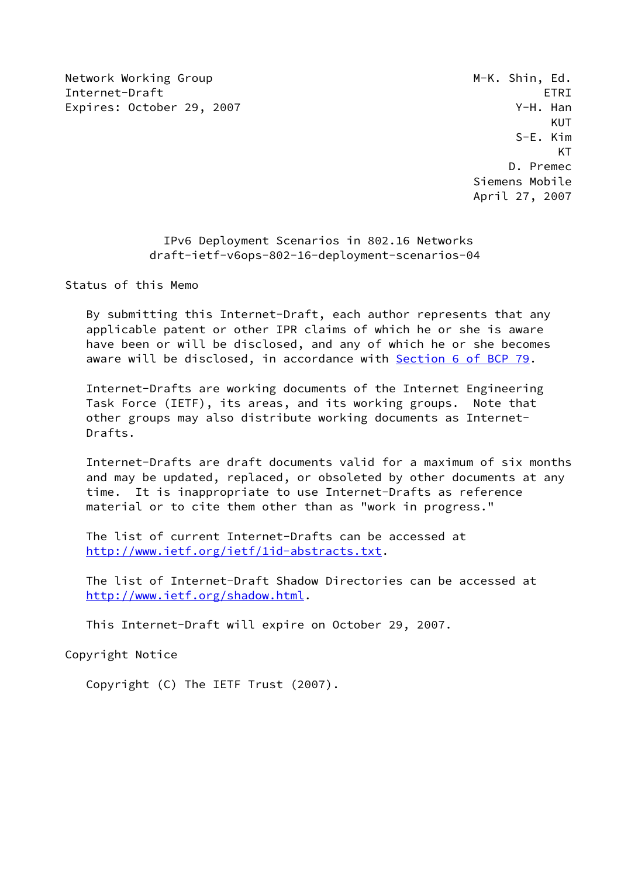Network Working Group M-K. Shin, Ed.
Internet-Draft ETRI
Expires: October 29, 2007 Y-H. Han
KUT
S-E. Kim
KT
D. Premec
Siemens Mobile
April 27, 2007

# IPv6 Deployment Scenarios in 802.16 Networks
draft-ietf-v6ops-802-16-deployment-scenarios-04

## Status of this Memo

By submitting this Internet-Draft, each author represents that any applicable patent or other IPR claims of which he or she is aware have been or will be disclosed, and any of which he or she becomes aware will be disclosed, in accordance with Section 6 of BCP 79.

Internet-Drafts are working documents of the Internet Engineering Task Force (IETF), its areas, and its working groups. Note that other groups may also distribute working documents as Internet-Drafts.

Internet-Drafts are draft documents valid for a maximum of six months and may be updated, replaced, or obsoleted by other documents at any time. It is inappropriate to use Internet-Drafts as reference material or to cite them other than as "work in progress."

The list of current Internet-Drafts can be accessed at http://www.ietf.org/ietf/1id-abstracts.txt.

The list of Internet-Draft Shadow Directories can be accessed at http://www.ietf.org/shadow.html.

This Internet-Draft will expire on October 29, 2007.

## Copyright Notice

Copyright (C) The IETF Trust (2007).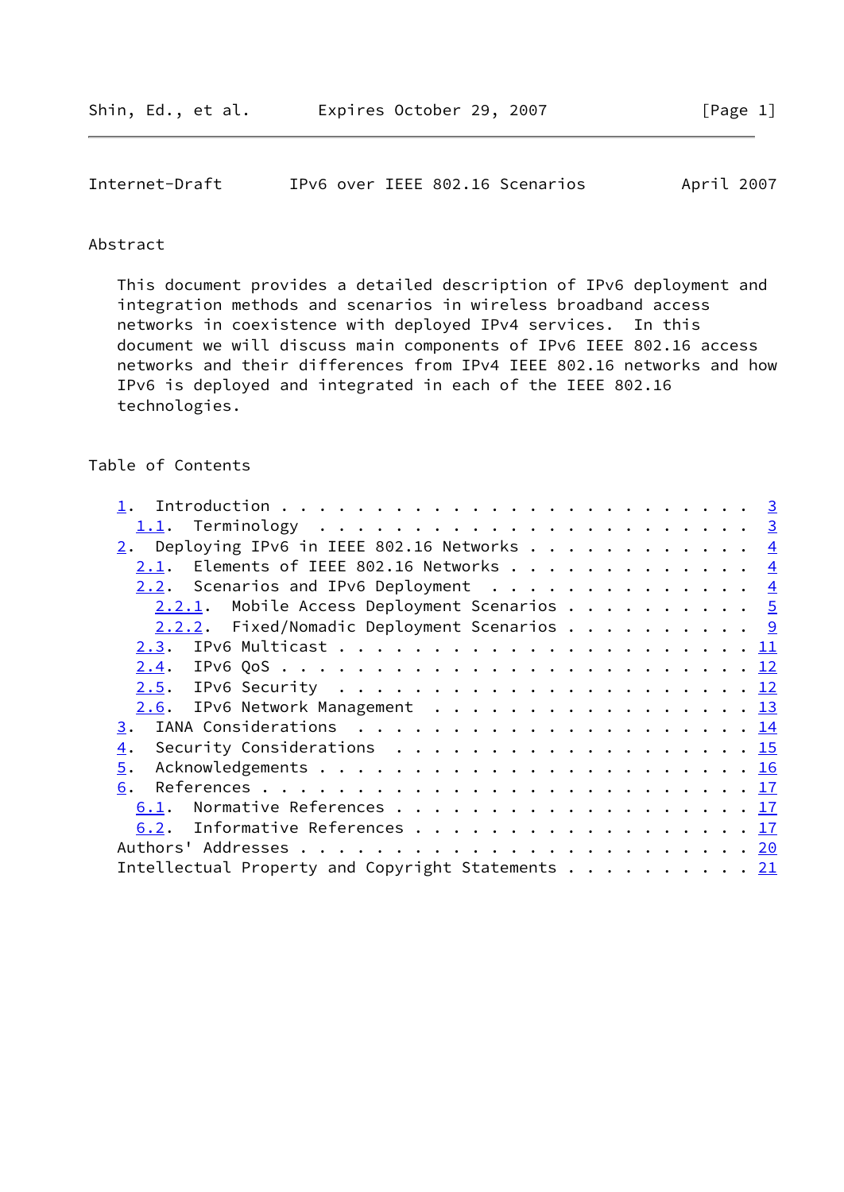## Abstract

This document provides a detailed description of IPv6 deployment and integration methods and scenarios in wireless broadband access networks in coexistence with deployed IPv4 services. In this document we will discuss main components of IPv6 IEEE 802.16 access networks and their differences from IPv4 IEEE 802.16 networks and how IPv6 is deployed and integrated in each of the IEEE 802.16 technologies.

## Table of Contents

```
   1.  Introduction . . . . . . . . . . . . . . . . . . . . . . . .  3
     1.1.  Terminology  . . . . . . . . . . . . . . . . . . . . . .  3
   2.  Deploying IPv6 in IEEE 802.16 Networks . . . . . . . . . . .  4
     2.1.  Elements of IEEE 802.16 Networks . . . . . . . . . . . .  4
     2.2.  Scenarios and IPv6 Deployment  . . . . . . . . . . . . .  4
       2.2.1.  Mobile Access Deployment Scenarios . . . . . . . . .  5
       2.2.2.  Fixed/Nomadic Deployment Scenarios . . . . . . . . .  9
     2.3.  IPv6 Multicast . . . . . . . . . . . . . . . . . . . . . 11
     2.4.  IPv6 QoS . . . . . . . . . . . . . . . . . . . . . . . . 12
     2.5.  IPv6 Security  . . . . . . . . . . . . . . . . . . . . . 12
     2.6.  IPv6 Network Management  . . . . . . . . . . . . . . . . 13
   3.  IANA Considerations  . . . . . . . . . . . . . . . . . . . . 14
   4.  Security Considerations  . . . . . . . . . . . . . . . . . . 15
   5.  Acknowledgements . . . . . . . . . . . . . . . . . . . . . . 16
   6.  References . . . . . . . . . . . . . . . . . . . . . . . . . 17
     6.1.  Normative References . . . . . . . . . . . . . . . . . . 17
     6.2.  Informative References . . . . . . . . . . . . . . . . . 17
   Authors' Addresses . . . . . . . . . . . . . . . . . . . . . . . 20
   Intellectual Property and Copyright Statements . . . . . . . . . 21
```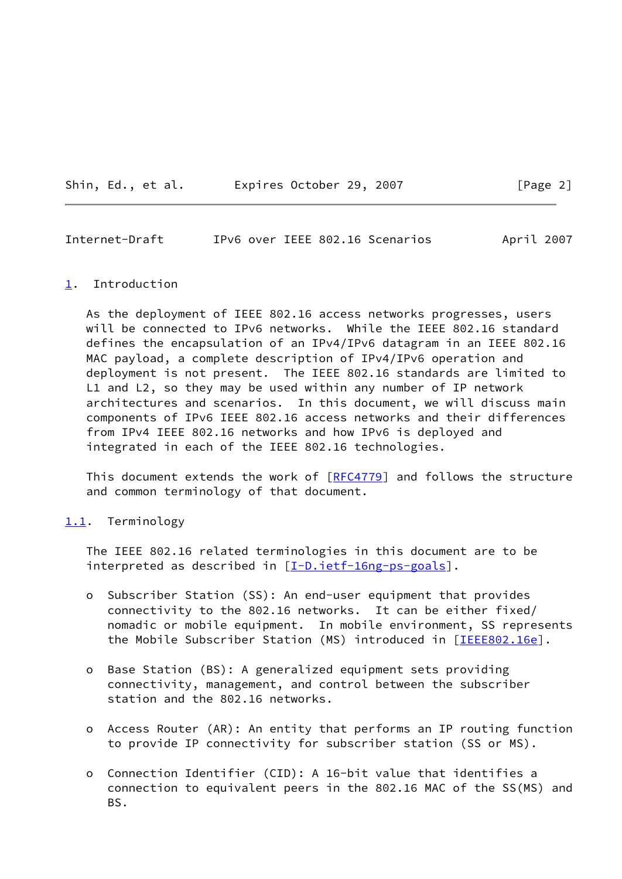# 1. Introduction

As the deployment of IEEE 802.16 access networks progresses, users will be connected to IPv6 networks. While the IEEE 802.16 standard defines the encapsulation of an IPv4/IPv6 datagram in an IEEE 802.16 MAC payload, a complete description of IPv4/IPv6 operation and deployment is not present. The IEEE 802.16 standards are limited to L1 and L2, so they may be used within any number of IP network architectures and scenarios. In this document, we will discuss main components of IPv6 IEEE 802.16 access networks and their differences from IPv4 IEEE 802.16 networks and how IPv6 is deployed and integrated in each of the IEEE 802.16 technologies.

This document extends the work of [RFC4779] and follows the structure and common terminology of that document.

## 1.1. Terminology

The IEEE 802.16 related terminologies in this document are to be interpreted as described in [I-D.ietf-16ng-ps-goals].

- Subscriber Station (SS): An end-user equipment that provides connectivity to the 802.16 networks. It can be either fixed/nomadic or mobile equipment. In mobile environment, SS represents the Mobile Subscriber Station (MS) introduced in [IEEE802.16e].

- Base Station (BS): A generalized equipment sets providing connectivity, management, and control between the subscriber station and the 802.16 networks.

- Access Router (AR): An entity that performs an IP routing function to provide IP connectivity for subscriber station (SS or MS).

- Connection Identifier (CID): A 16-bit value that identifies a connection to equivalent peers in the 802.16 MAC of the SS(MS) and BS.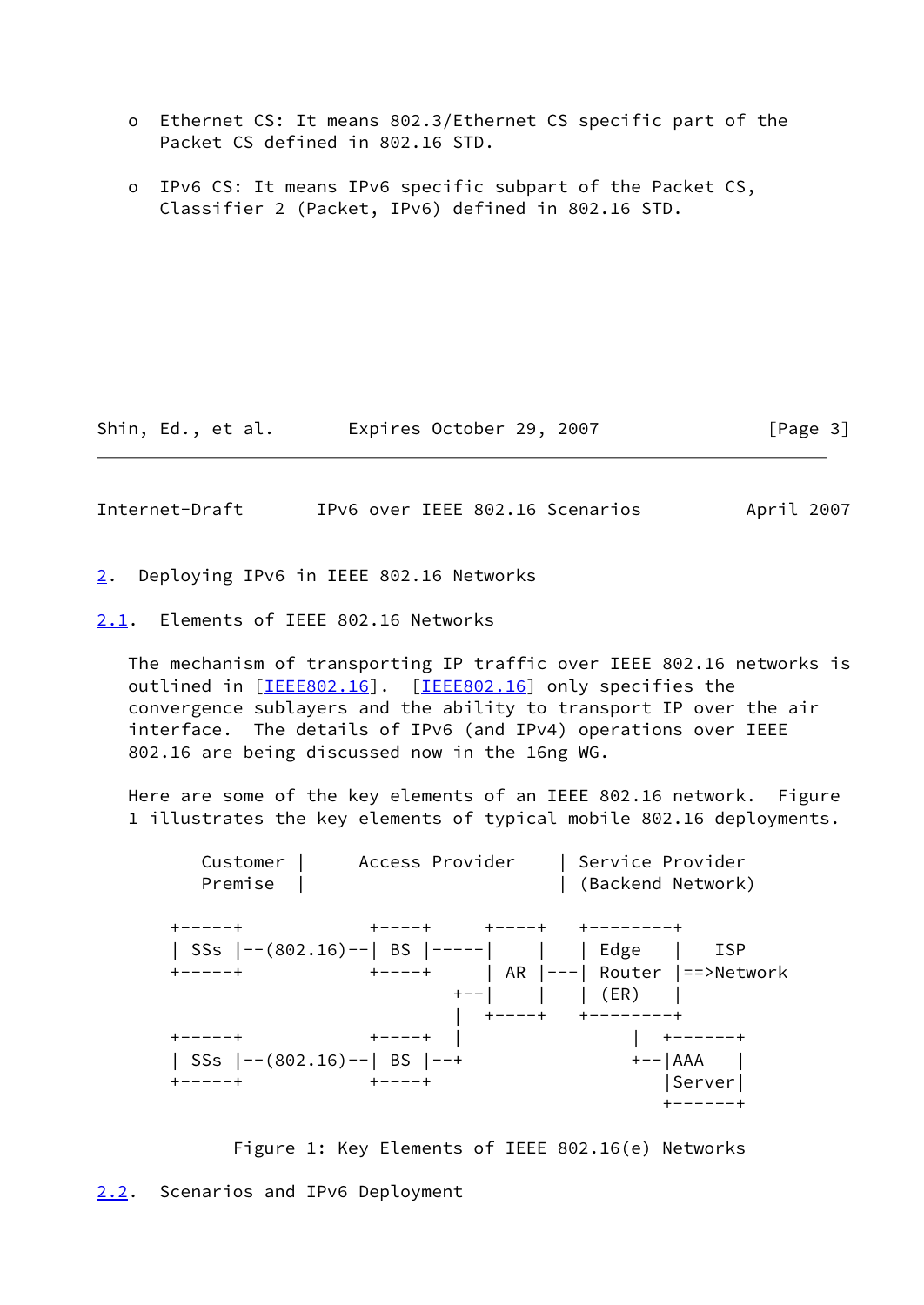o Ethernet CS: It means 802.3/Ethernet CS specific part of the Packet CS defined in 802.16 STD.

o IPv6 CS: It means IPv6 specific subpart of the Packet CS, Classifier 2 (Packet, IPv6) defined in 802.16 STD.

## 2. Deploying IPv6 in IEEE 802.16 Networks

### 2.1. Elements of IEEE 802.16 Networks

The mechanism of transporting IP traffic over IEEE 802.16 networks is outlined in [IEEE802.16]. [IEEE802.16] only specifies the convergence sublayers and the ability to transport IP over the air interface. The details of IPv6 (and IPv4) operations over IEEE 802.16 are being discussed now in the 16ng WG.

Here are some of the key elements of an IEEE 802.16 network. Figure 1 illustrates the key elements of typical mobile 802.16 deployments.

```
     Customer |      Access Provider     | Service Provider
     Premise  |                          | (Backend Network)

  +------+            +----+     +----+   +--------+
  | SSs |--(802.16)--| BS |-----|    |   | Edge   |    ISP
  +------+            +----+     | AR |---| Router |==>Network
                              +--|    |   | (ER)   |
                              |  +----+   +--------+
  +------+            +----+  |               |  +------+
  | SSs |--(802.16)--| BS |--+               +--|AAA   |
  +------+            +----+                     |Server|
                                                 +------+
```

Figure 1: Key Elements of IEEE 802.16(e) Networks

### 2.2. Scenarios and IPv6 Deployment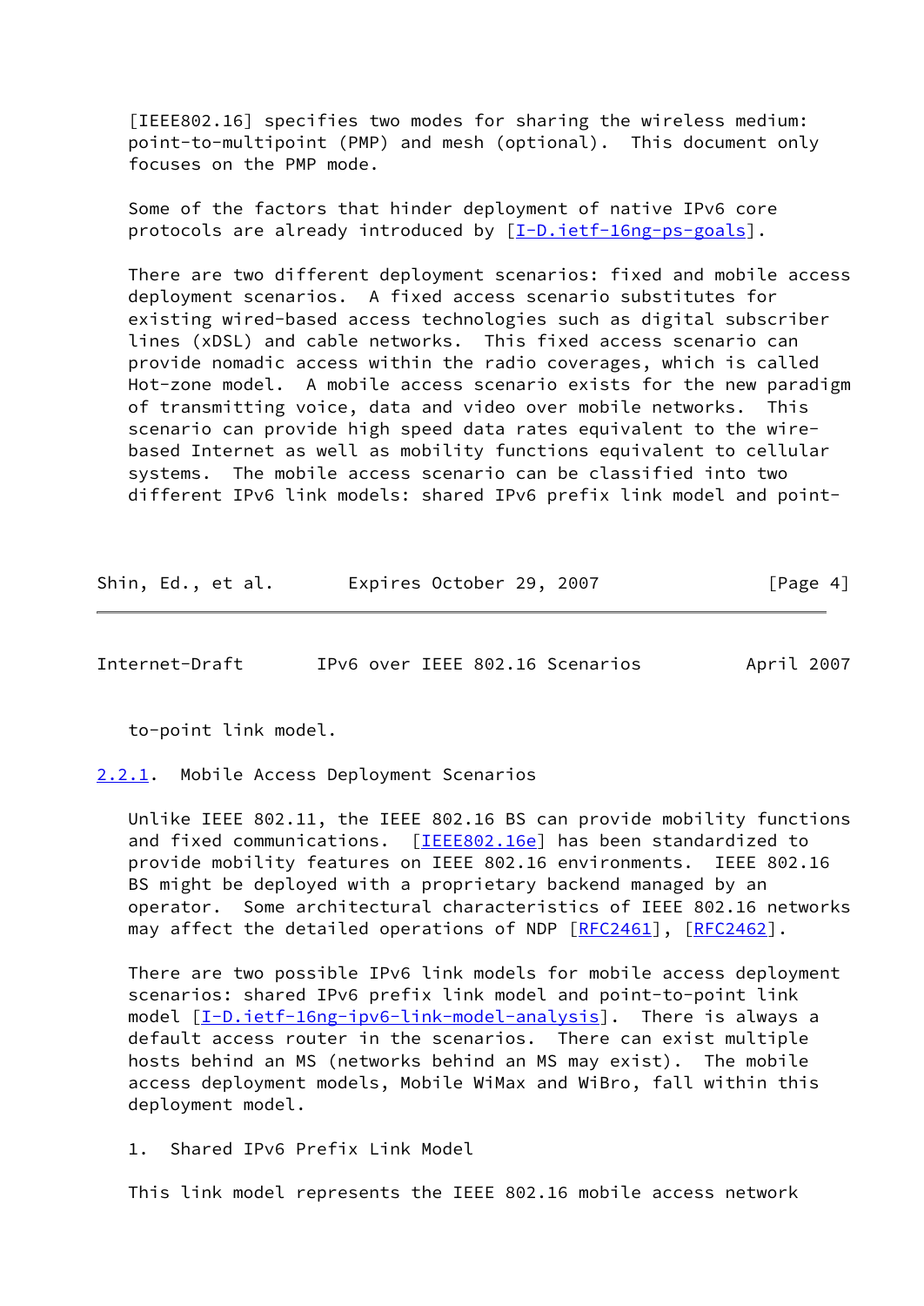[IEEE802.16] specifies two modes for sharing the wireless medium: point-to-multipoint (PMP) and mesh (optional). This document only focuses on the PMP mode.

Some of the factors that hinder deployment of native IPv6 core protocols are already introduced by [I-D.ietf-16ng-ps-goals].

There are two different deployment scenarios: fixed and mobile access deployment scenarios. A fixed access scenario substitutes for existing wired-based access technologies such as digital subscriber lines (xDSL) and cable networks. This fixed access scenario can provide nomadic access within the radio coverages, which is called Hot-zone model. A mobile access scenario exists for the new paradigm of transmitting voice, data and video over mobile networks. This scenario can provide high speed data rates equivalent to the wire-based Internet as well as mobility functions equivalent to cellular systems. The mobile access scenario can be classified into two different IPv6 link models: shared IPv6 prefix link model and point-to-point link model.

### 2.2.1. Mobile Access Deployment Scenarios

Unlike IEEE 802.11, the IEEE 802.16 BS can provide mobility functions and fixed communications. [IEEE802.16e] has been standardized to provide mobility features on IEEE 802.16 environments. IEEE 802.16 BS might be deployed with a proprietary backend managed by an operator. Some architectural characteristics of IEEE 802.16 networks may affect the detailed operations of NDP [RFC2461], [RFC2462].

There are two possible IPv6 link models for mobile access deployment scenarios: shared IPv6 prefix link model and point-to-point link model [I-D.ietf-16ng-ipv6-link-model-analysis]. There is always a default access router in the scenarios. There can exist multiple hosts behind an MS (networks behind an MS may exist). The mobile access deployment models, Mobile WiMax and WiBro, fall within this deployment model.

1. Shared IPv6 Prefix Link Model

This link model represents the IEEE 802.16 mobile access network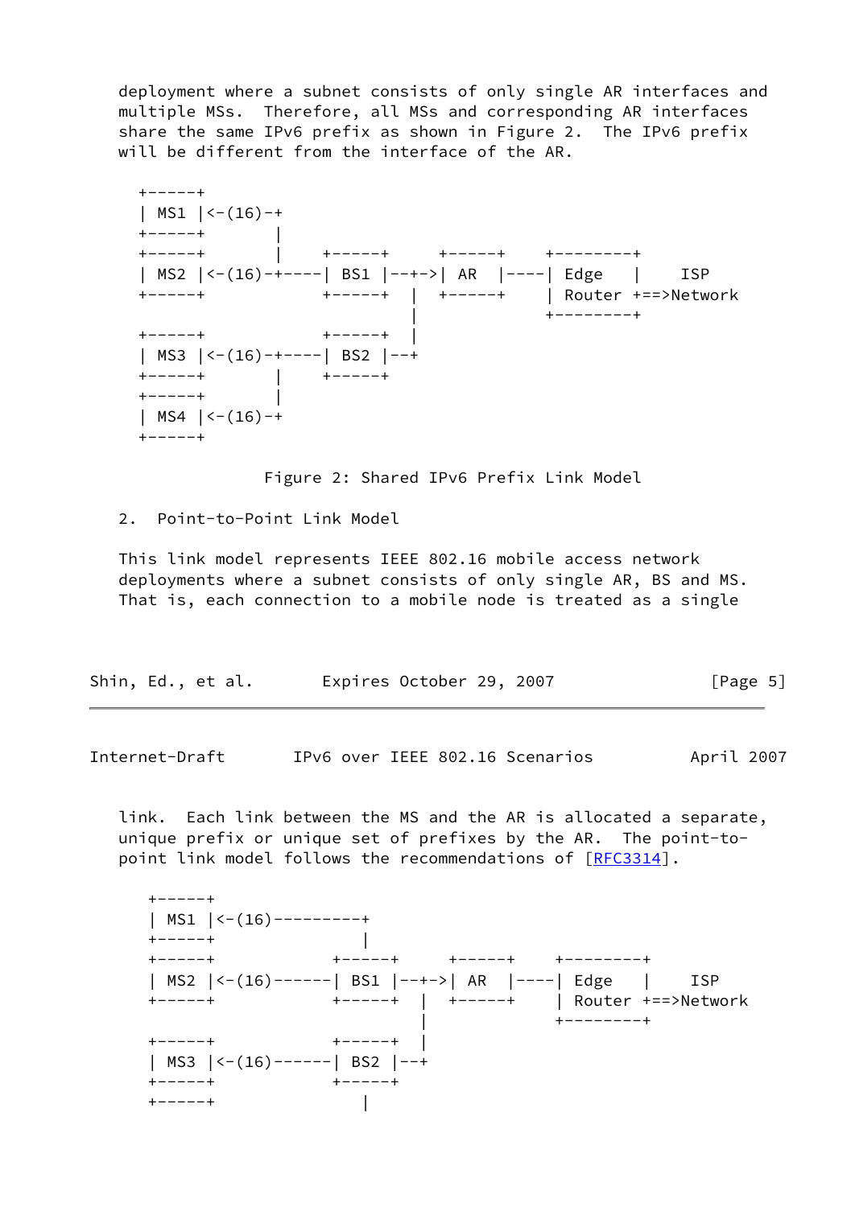deployment where a subnet consists of only single AR interfaces and multiple MSs. Therefore, all MSs and corresponding AR interfaces share the same IPv6 prefix as shown in Figure 2. The IPv6 prefix will be different from the interface of the AR.

```
+-----+
| MS1 |<-(16)-+
+-----+       |
+-----+       |     +-----+     +-----+     +---------+
| MS2 |<-(16)-+----| BS1 |--+->| AR  |----| Edge    |    ISP
+-----+            +-----+  |  +-----+    | Router +==>Network
                            |             +---------+
+-----+            +-----+  |
| MS3 |<-(16)-+----| BS2 |--+
+-----+       |    +-----+
+-----+       |
| MS4 |<-(16)-+
+-----+
```

Figure 2: Shared IPv6 Prefix Link Model

2. Point-to-Point Link Model

This link model represents IEEE 802.16 mobile access network deployments where a subnet consists of only single AR, BS and MS. That is, each connection to a mobile node is treated as a single link. Each link between the MS and the AR is allocated a separate, unique prefix or unique set of prefixes by the AR. The point-to-point link model follows the recommendations of [RFC3314].

```
+-----+
| MS1 |<-(16)---------+
+-----+               |
+-----+            +-----+     +-----+     +---------+
| MS2 |<-(16)------| BS1 |--+->| AR  |----| Edge    |    ISP
+-----+            +-----+  |  +-----+    | Router +==>Network
                            |             +---------+
+-----+            +-----+  |
| MS3 |<-(16)------| BS2 |--+
+-----+            +-----+
+-----+               |
```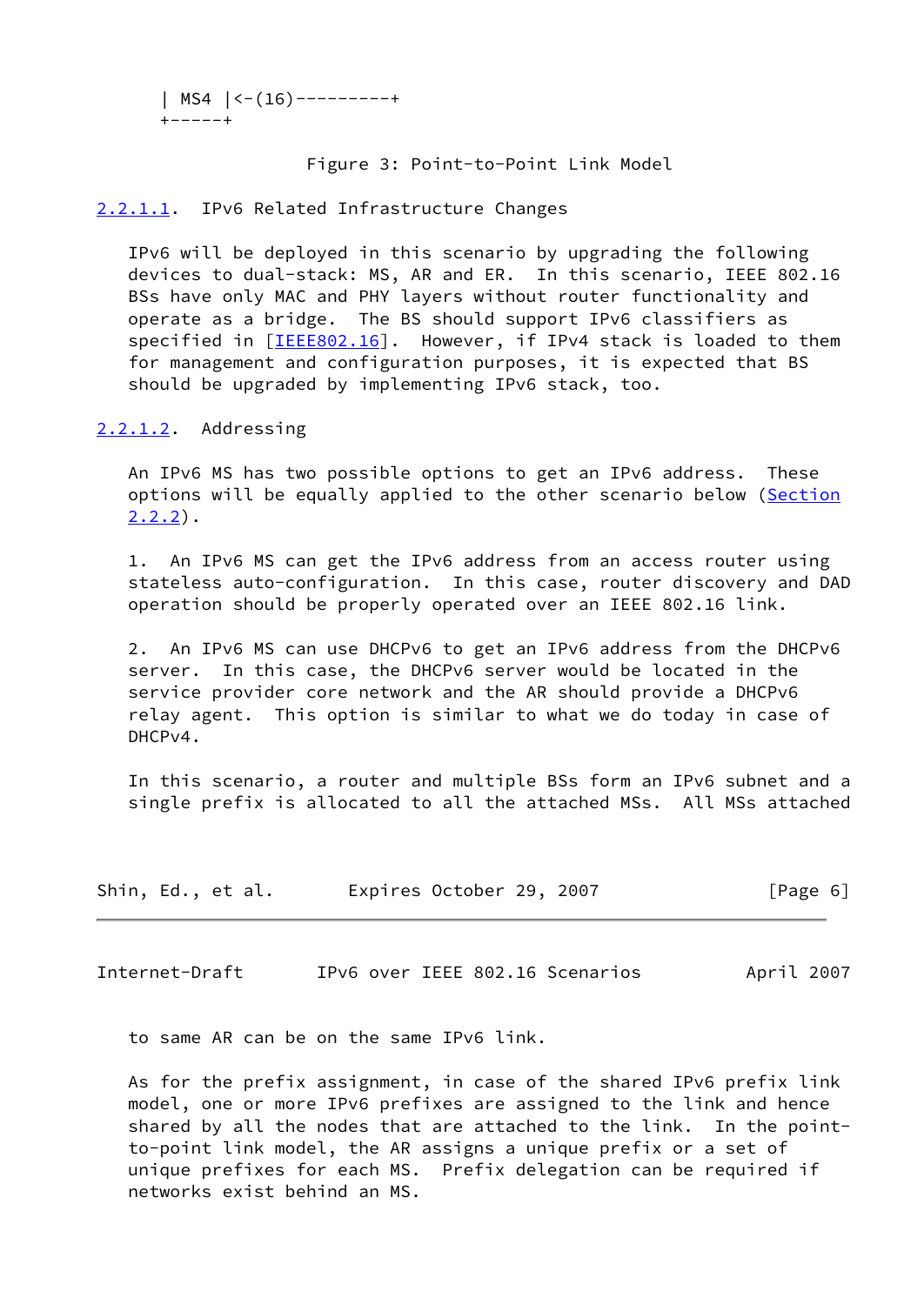```
| MS4 |<-(16)---------+
+-----+
```

Figure 3: Point-to-Point Link Model

### 2.2.1.1. IPv6 Related Infrastructure Changes

IPv6 will be deployed in this scenario by upgrading the following devices to dual-stack: MS, AR and ER. In this scenario, IEEE 802.16 BSs have only MAC and PHY layers without router functionality and operate as a bridge. The BS should support IPv6 classifiers as specified in [IEEE802.16]. However, if IPv4 stack is loaded to them for management and configuration purposes, it is expected that BS should be upgraded by implementing IPv6 stack, too.

### 2.2.1.2. Addressing

An IPv6 MS has two possible options to get an IPv6 address. These options will be equally applied to the other scenario below (Section 2.2.2).

1. An IPv6 MS can get the IPv6 address from an access router using stateless auto-configuration. In this case, router discovery and DAD operation should be properly operated over an IEEE 802.16 link.

2. An IPv6 MS can use DHCPv6 to get an IPv6 address from the DHCPv6 server. In this case, the DHCPv6 server would be located in the service provider core network and the AR should provide a DHCPv6 relay agent. This option is similar to what we do today in case of DHCPv4.

In this scenario, a router and multiple BSs form an IPv6 subnet and a single prefix is allocated to all the attached MSs. All MSs attached to same AR can be on the same IPv6 link.

As for the prefix assignment, in case of the shared IPv6 prefix link model, one or more IPv6 prefixes are assigned to the link and hence shared by all the nodes that are attached to the link. In the point-to-point link model, the AR assigns a unique prefix or a set of unique prefixes for each MS. Prefix delegation can be required if networks exist behind an MS.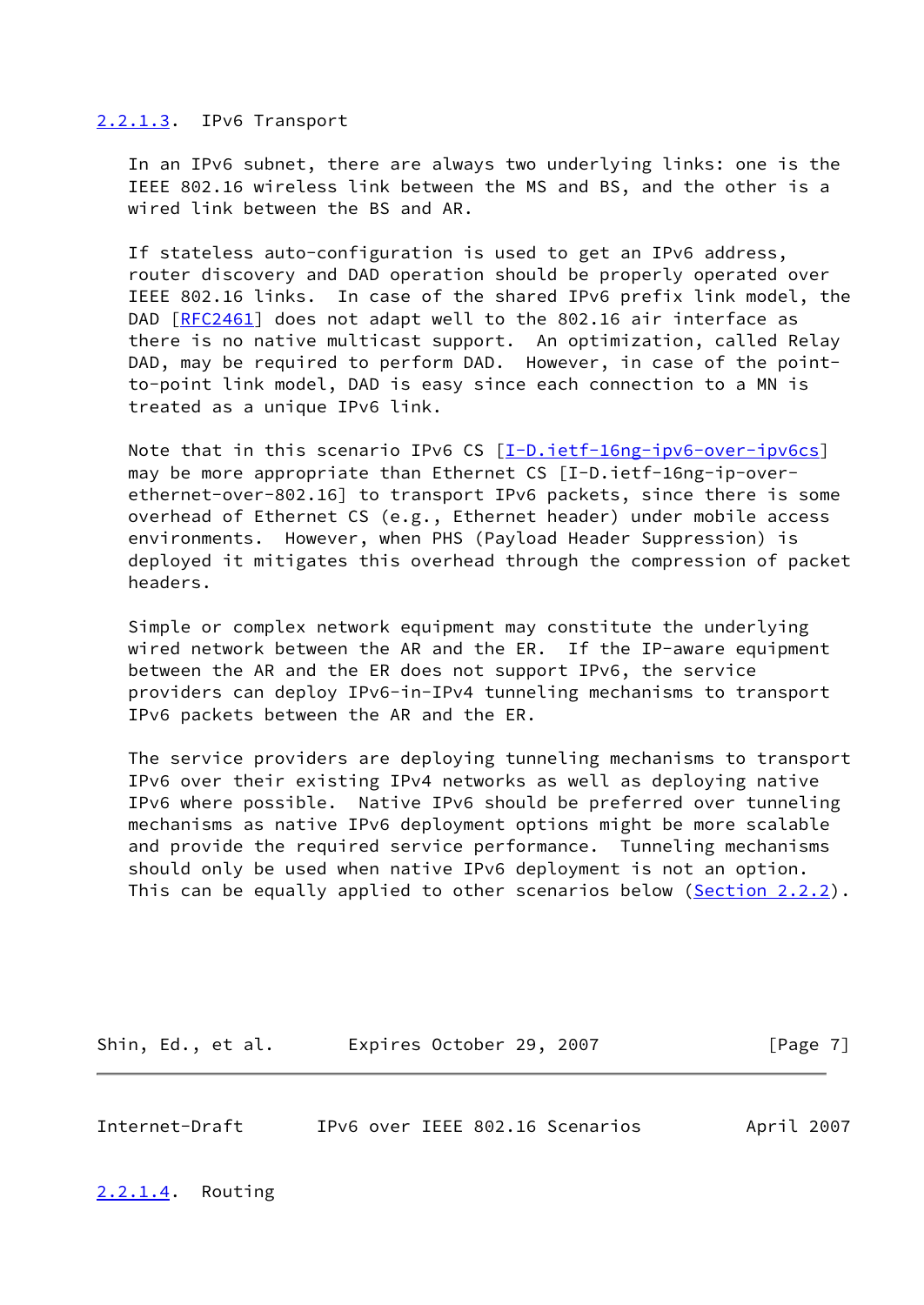#### 2.2.1.3. IPv6 Transport

In an IPv6 subnet, there are always two underlying links: one is the IEEE 802.16 wireless link between the MS and BS, and the other is a wired link between the BS and AR.

If stateless auto-configuration is used to get an IPv6 address, router discovery and DAD operation should be properly operated over IEEE 802.16 links. In case of the shared IPv6 prefix link model, the DAD [RFC2461] does not adapt well to the 802.16 air interface as there is no native multicast support. An optimization, called Relay DAD, may be required to perform DAD. However, in case of the point-to-point link model, DAD is easy since each connection to a MN is treated as a unique IPv6 link.

Note that in this scenario IPv6 CS [I-D.ietf-16ng-ipv6-over-ipv6cs] may be more appropriate than Ethernet CS [I-D.ietf-16ng-ip-over-ethernet-over-802.16] to transport IPv6 packets, since there is some overhead of Ethernet CS (e.g., Ethernet header) under mobile access environments. However, when PHS (Payload Header Suppression) is deployed it mitigates this overhead through the compression of packet headers.

Simple or complex network equipment may constitute the underlying wired network between the AR and the ER. If the IP-aware equipment between the AR and the ER does not support IPv6, the service providers can deploy IPv6-in-IPv4 tunneling mechanisms to transport IPv6 packets between the AR and the ER.

The service providers are deploying tunneling mechanisms to transport IPv6 over their existing IPv4 networks as well as deploying native IPv6 where possible. Native IPv6 should be preferred over tunneling mechanisms as native IPv6 deployment options might be more scalable and provide the required service performance. Tunneling mechanisms should only be used when native IPv6 deployment is not an option. This can be equally applied to other scenarios below (Section 2.2.2).

#### 2.2.1.4. Routing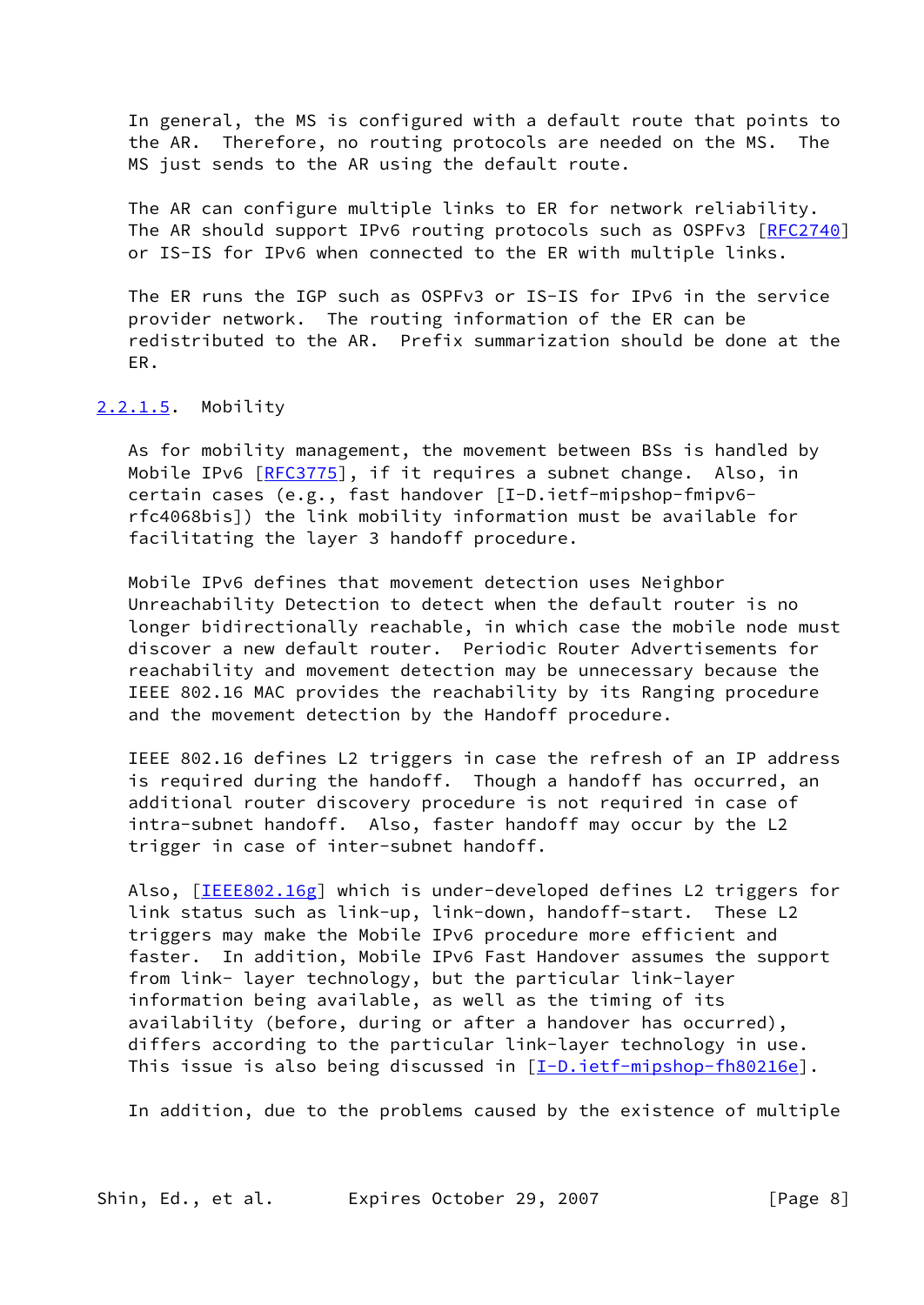In general, the MS is configured with a default route that points to the AR. Therefore, no routing protocols are needed on the MS. The MS just sends to the AR using the default route.

The AR can configure multiple links to ER for network reliability. The AR should support IPv6 routing protocols such as OSPFv3 [RFC2740] or IS-IS for IPv6 when connected to the ER with multiple links.

The ER runs the IGP such as OSPFv3 or IS-IS for IPv6 in the service provider network. The routing information of the ER can be redistributed to the AR. Prefix summarization should be done at the ER.

##### 2.2.1.5. Mobility

As for mobility management, the movement between BSs is handled by Mobile IPv6 [RFC3775], if it requires a subnet change. Also, in certain cases (e.g., fast handover [I-D.ietf-mipshop-fmipv6-rfc4068bis]) the link mobility information must be available for facilitating the layer 3 handoff procedure.

Mobile IPv6 defines that movement detection uses Neighbor Unreachability Detection to detect when the default router is no longer bidirectionally reachable, in which case the mobile node must discover a new default router. Periodic Router Advertisements for reachability and movement detection may be unnecessary because the IEEE 802.16 MAC provides the reachability by its Ranging procedure and the movement detection by the Handoff procedure.

IEEE 802.16 defines L2 triggers in case the refresh of an IP address is required during the handoff. Though a handoff has occurred, an additional router discovery procedure is not required in case of intra-subnet handoff. Also, faster handoff may occur by the L2 trigger in case of inter-subnet handoff.

Also, [IEEE802.16g] which is under-developed defines L2 triggers for link status such as link-up, link-down, handoff-start. These L2 triggers may make the Mobile IPv6 procedure more efficient and faster. In addition, Mobile IPv6 Fast Handover assumes the support from link- layer technology, but the particular link-layer information being available, as well as the timing of its availability (before, during or after a handover has occurred), differs according to the particular link-layer technology in use. This issue is also being discussed in [I-D.ietf-mipshop-fh80216e].

In addition, due to the problems caused by the existence of multiple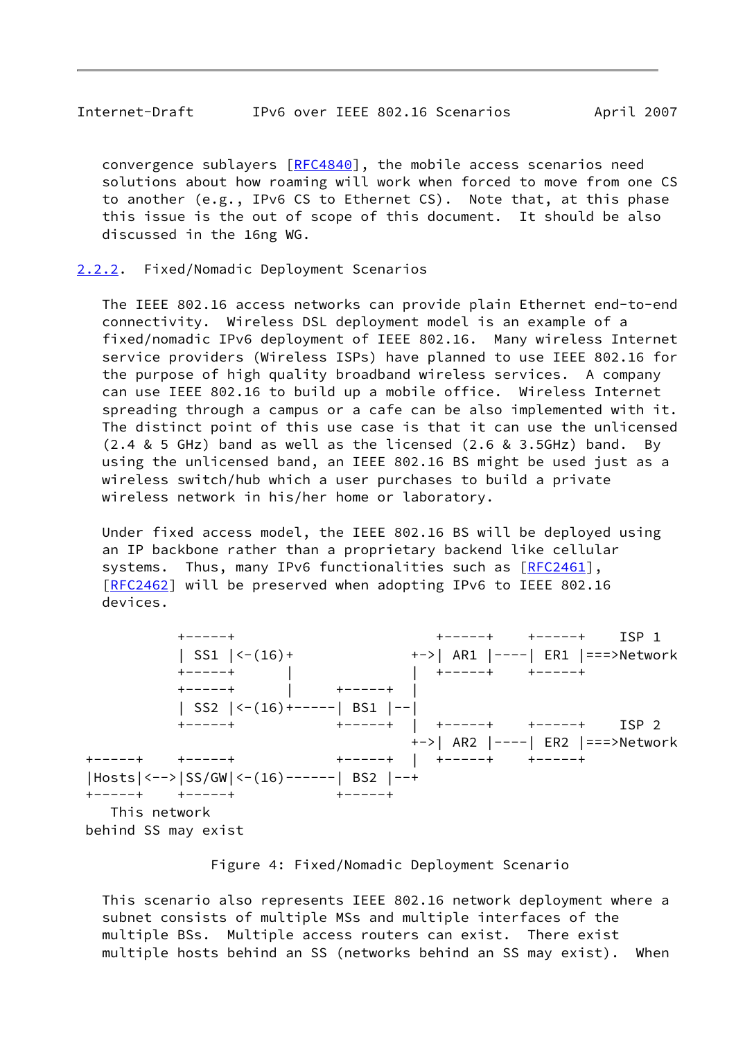convergence sublayers [RFC4840], the mobile access scenarios need solutions about how roaming will work when forced to move from one CS to another (e.g., IPv6 CS to Ethernet CS). Note that, at this phase this issue is the out of scope of this document. It should be also discussed in the 16ng WG.

### 2.2.2. Fixed/Nomadic Deployment Scenarios

The IEEE 802.16 access networks can provide plain Ethernet end-to-end connectivity. Wireless DSL deployment model is an example of a fixed/nomadic IPv6 deployment of IEEE 802.16. Many wireless Internet service providers (Wireless ISPs) have planned to use IEEE 802.16 for the purpose of high quality broadband wireless services. A company can use IEEE 802.16 to build up a mobile office. Wireless Internet spreading through a campus or a cafe can be also implemented with it. The distinct point of this use case is that it can use the unlicensed (2.4 & 5 GHz) band as well as the licensed (2.6 & 3.5GHz) band. By using the unlicensed band, an IEEE 802.16 BS might be used just as a wireless switch/hub which a user purchases to build a private wireless network in his/her home or laboratory.

Under fixed access model, the IEEE 802.16 BS will be deployed using an IP backbone rather than a proprietary backend like cellular systems. Thus, many IPv6 functionalities such as [RFC2461], [RFC2462] will be preserved when adopting IPv6 to IEEE 802.16 devices.

```
              +-----+                            +-----+    +-----+    ISP 1
              | SS1 |<-(16)+                  +->| AR1 |----| ER1 |===>Network
              +-----+      |                  |  +-----+    +-----+
              +-----+      |      +-----+     |
              | SS2 |<-(16)+------| BS1 |--|
              +-----+             +-----+     |  +-----+    +-----+    ISP 2
                                              +->| AR2 |----| ER2 |===>Network
    +-----+   +-----+             +-----+     |  +-----+    +-----+
    |Hosts|<-->|SS/GW|<-(16)------| BS2 |--+
    +-----+   +-----+             +-----+
       This network
    behind SS may exist
```

Figure 4: Fixed/Nomadic Deployment Scenario

This scenario also represents IEEE 802.16 network deployment where a subnet consists of multiple MSs and multiple interfaces of the multiple BSs. Multiple access routers can exist. There exist multiple hosts behind an SS (networks behind an SS may exist). When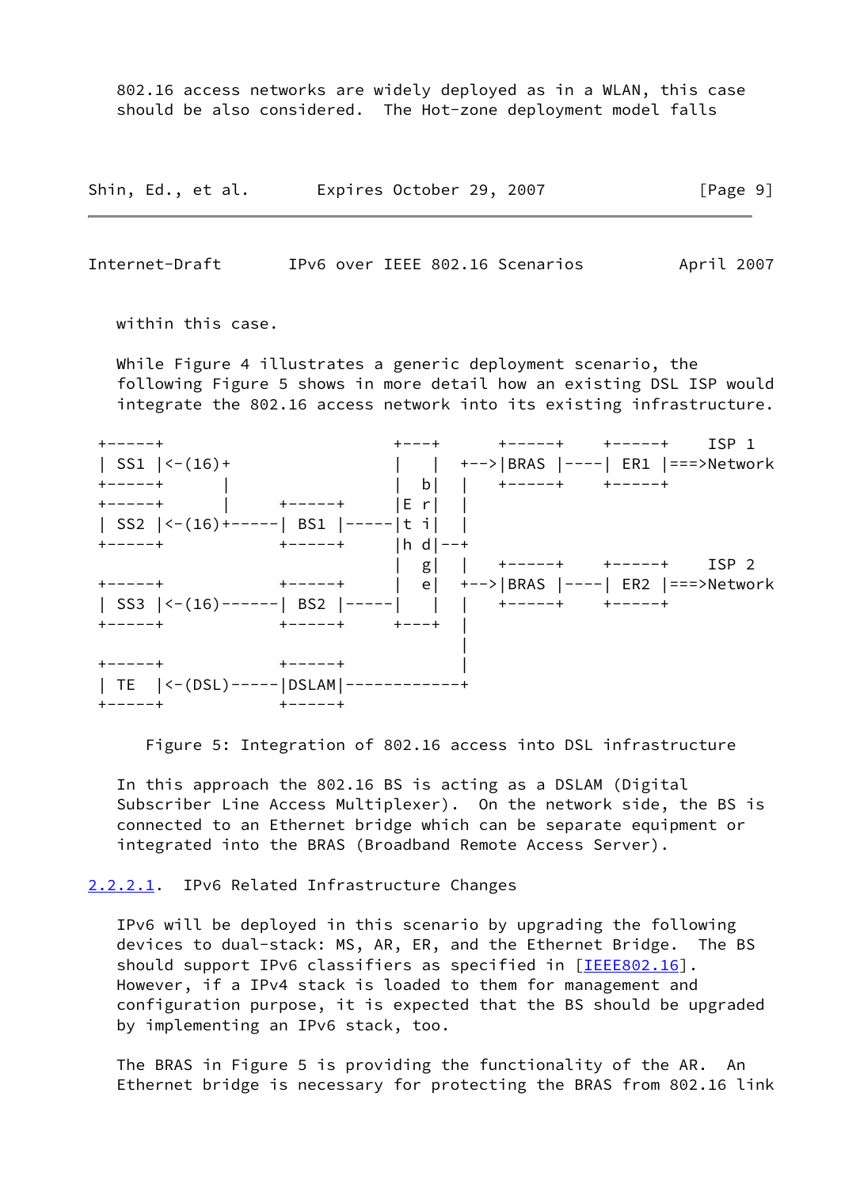802.16 access networks are widely deployed as in a WLAN, this case should be also considered. The Hot-zone deployment model falls within this case.

While Figure 4 illustrates a generic deployment scenario, the following Figure 5 shows in more detail how an existing DSL ISP would integrate the 802.16 access network into its existing infrastructure.

```
 +-----+                          +---+      +-----+    +-----+    ISP 1
 | SS1 |<-(16)+                   |   |  +-->|BRAS |----| ER1 |===>Network
 +-----+      |                   |  b|  |   +-----+    +-----+
 +-----+      |     +-----+       |E r|  |
 | SS2 |<-(16)+-----| BS1 |-------|t i|  |
 +-----+            +-----+       |h d|--+
                                  |  g|  |   +-----+    +-----+    ISP 2
 +-----+            +-----+       |  e|  +-->|BRAS |----| ER2 |===>Network
 | SS3 |<-(16)------| BS2 |-------|   |  |   +-----+    +-----+
 +-----+            +-----+       +---+  |
                                         |
 +-----+            +-----+              |
 | TE  |<-(DSL)-----|DSLAM|--------------+
 +-----+            +-----+
```

Figure 5: Integration of 802.16 access into DSL infrastructure

In this approach the 802.16 BS is acting as a DSLAM (Digital Subscriber Line Access Multiplexer). On the network side, the BS is connected to an Ethernet bridge which can be separate equipment or integrated into the BRAS (Broadband Remote Access Server).

#### 2.2.2.1. IPv6 Related Infrastructure Changes

IPv6 will be deployed in this scenario by upgrading the following devices to dual-stack: MS, AR, ER, and the Ethernet Bridge. The BS should support IPv6 classifiers as specified in [IEEE802.16]. However, if a IPv4 stack is loaded to them for management and configuration purpose, it is expected that the BS should be upgraded by implementing an IPv6 stack, too.

The BRAS in Figure 5 is providing the functionality of the AR. An Ethernet bridge is necessary for protecting the BRAS from 802.16 link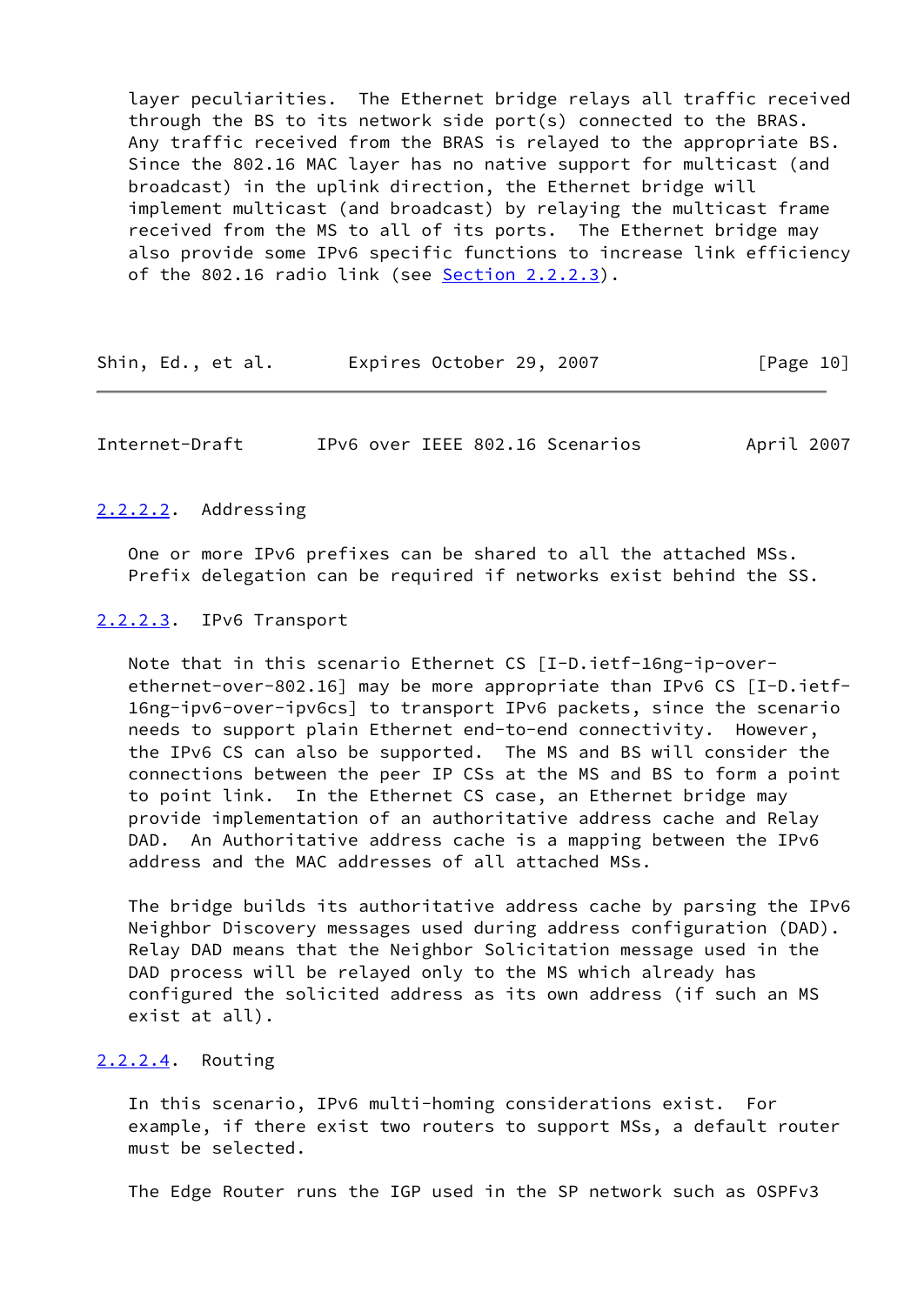layer peculiarities. The Ethernet bridge relays all traffic received through the BS to its network side port(s) connected to the BRAS. Any traffic received from the BRAS is relayed to the appropriate BS. Since the 802.16 MAC layer has no native support for multicast (and broadcast) in the uplink direction, the Ethernet bridge will implement multicast (and broadcast) by relaying the multicast frame received from the MS to all of its ports. The Ethernet bridge may also provide some IPv6 specific functions to increase link efficiency of the 802.16 radio link (see Section 2.2.2.3).

#### 2.2.2.2. Addressing

One or more IPv6 prefixes can be shared to all the attached MSs. Prefix delegation can be required if networks exist behind the SS.

#### 2.2.2.3. IPv6 Transport

Note that in this scenario Ethernet CS [I-D.ietf-16ng-ip-over-ethernet-over-802.16] may be more appropriate than IPv6 CS [I-D.ietf-16ng-ipv6-over-ipv6cs] to transport IPv6 packets, since the scenario needs to support plain Ethernet end-to-end connectivity. However, the IPv6 CS can also be supported. The MS and BS will consider the connections between the peer IP CSs at the MS and BS to form a point to point link. In the Ethernet CS case, an Ethernet bridge may provide implementation of an authoritative address cache and Relay DAD. An Authoritative address cache is a mapping between the IPv6 address and the MAC addresses of all attached MSs.

The bridge builds its authoritative address cache by parsing the IPv6 Neighbor Discovery messages used during address configuration (DAD). Relay DAD means that the Neighbor Solicitation message used in the DAD process will be relayed only to the MS which already has configured the solicited address as its own address (if such an MS exist at all).

#### 2.2.2.4. Routing

In this scenario, IPv6 multi-homing considerations exist. For example, if there exist two routers to support MSs, a default router must be selected.

The Edge Router runs the IGP used in the SP network such as OSPFv3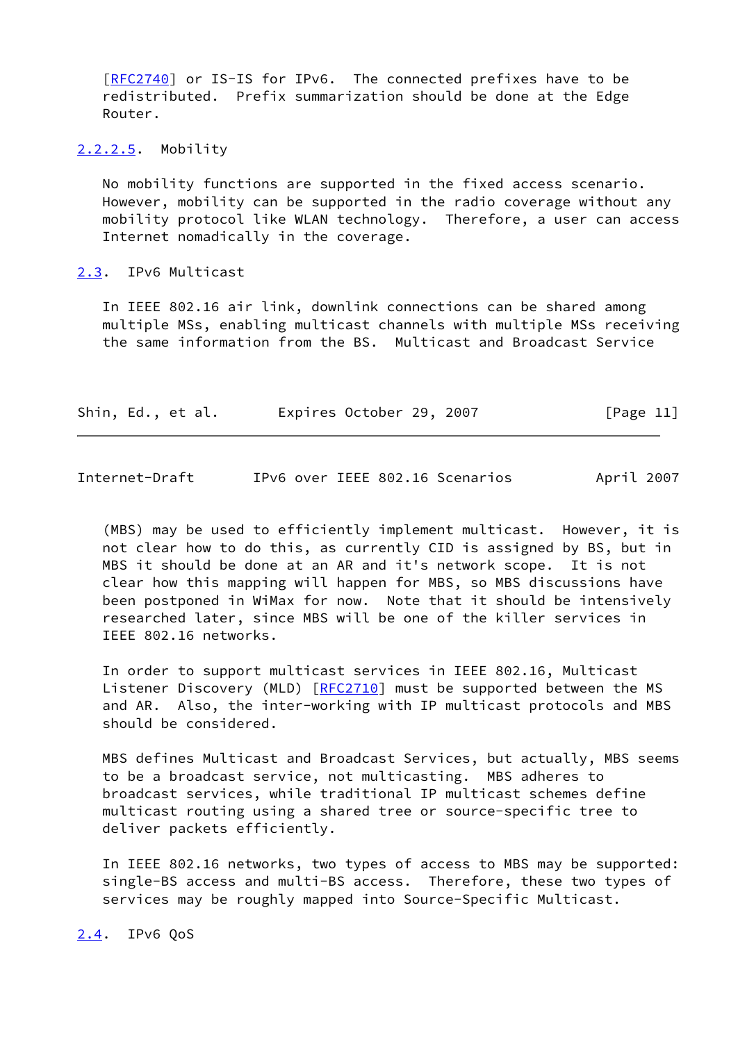[RFC2740] or IS-IS for IPv6. The connected prefixes have to be redistributed. Prefix summarization should be done at the Edge Router.

#### 2.2.2.5. Mobility

No mobility functions are supported in the fixed access scenario. However, mobility can be supported in the radio coverage without any mobility protocol like WLAN technology. Therefore, a user can access Internet nomadically in the coverage.

## 2.3. IPv6 Multicast

In IEEE 802.16 air link, downlink connections can be shared among multiple MSs, enabling multicast channels with multiple MSs receiving the same information from the BS. Multicast and Broadcast Service (MBS) may be used to efficiently implement multicast. However, it is not clear how to do this, as currently CID is assigned by BS, but in MBS it should be done at an AR and it's network scope. It is not clear how this mapping will happen for MBS, so MBS discussions have been postponed in WiMax for now. Note that it should be intensively researched later, since MBS will be one of the killer services in IEEE 802.16 networks.

In order to support multicast services in IEEE 802.16, Multicast Listener Discovery (MLD) [RFC2710] must be supported between the MS and AR. Also, the inter-working with IP multicast protocols and MBS should be considered.

MBS defines Multicast and Broadcast Services, but actually, MBS seems to be a broadcast service, not multicasting. MBS adheres to broadcast services, while traditional IP multicast schemes define multicast routing using a shared tree or source-specific tree to deliver packets efficiently.

In IEEE 802.16 networks, two types of access to MBS may be supported: single-BS access and multi-BS access. Therefore, these two types of services may be roughly mapped into Source-Specific Multicast.

## 2.4. IPv6 QoS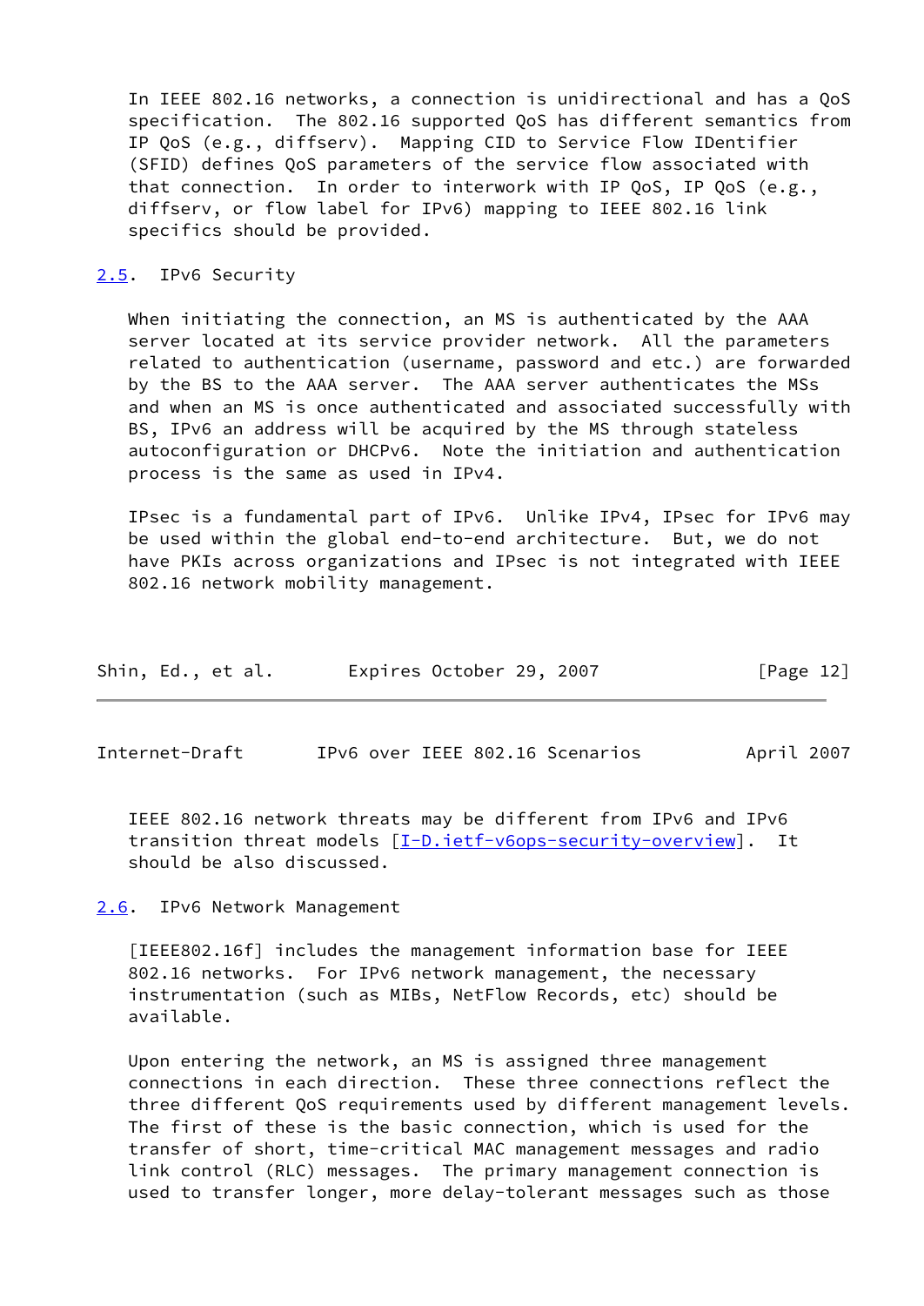In IEEE 802.16 networks, a connection is unidirectional and has a QoS specification. The 802.16 supported QoS has different semantics from IP QoS (e.g., diffserv). Mapping CID to Service Flow IDentifier (SFID) defines QoS parameters of the service flow associated with that connection. In order to interwork with IP QoS, IP QoS (e.g., diffserv, or flow label for IPv6) mapping to IEEE 802.16 link specifics should be provided.

### 2.5. IPv6 Security

When initiating the connection, an MS is authenticated by the AAA server located at its service provider network. All the parameters related to authentication (username, password and etc.) are forwarded by the BS to the AAA server. The AAA server authenticates the MSs and when an MS is once authenticated and associated successfully with BS, IPv6 an address will be acquired by the MS through stateless autoconfiguration or DHCPv6. Note the initiation and authentication process is the same as used in IPv4.

IPsec is a fundamental part of IPv6. Unlike IPv4, IPsec for IPv6 may be used within the global end-to-end architecture. But, we do not have PKIs across organizations and IPsec is not integrated with IEEE 802.16 network mobility management.

IEEE 802.16 network threats may be different from IPv6 and IPv6 transition threat models [I-D.ietf-v6ops-security-overview]. It should be also discussed.

### 2.6. IPv6 Network Management

[IEEE802.16f] includes the management information base for IEEE 802.16 networks. For IPv6 network management, the necessary instrumentation (such as MIBs, NetFlow Records, etc) should be available.

Upon entering the network, an MS is assigned three management connections in each direction. These three connections reflect the three different QoS requirements used by different management levels. The first of these is the basic connection, which is used for the transfer of short, time-critical MAC management messages and radio link control (RLC) messages. The primary management connection is used to transfer longer, more delay-tolerant messages such as those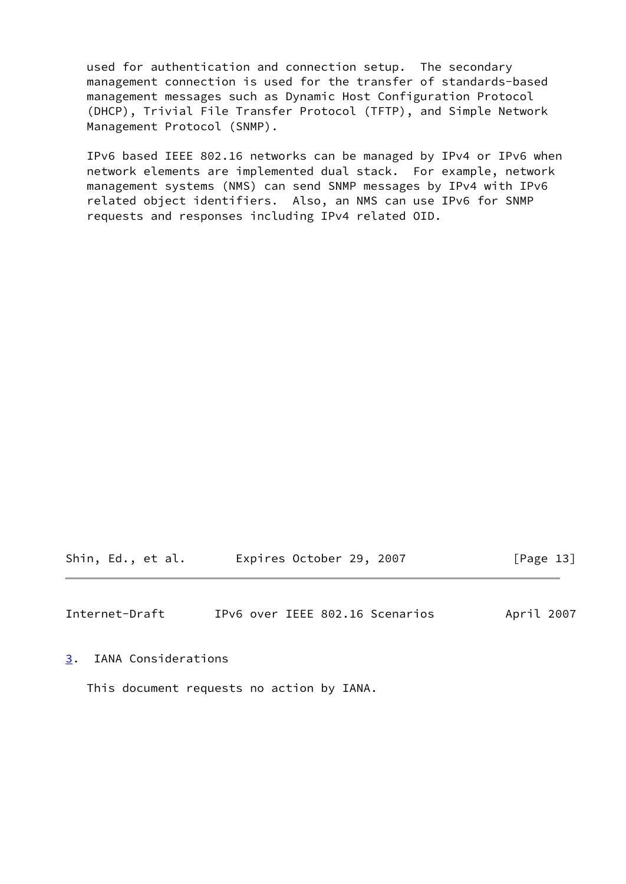used for authentication and connection setup. The secondary management connection is used for the transfer of standards-based management messages such as Dynamic Host Configuration Protocol (DHCP), Trivial File Transfer Protocol (TFTP), and Simple Network Management Protocol (SNMP).

IPv6 based IEEE 802.16 networks can be managed by IPv4 or IPv6 when network elements are implemented dual stack. For example, network management systems (NMS) can send SNMP messages by IPv4 with IPv6 related object identifiers. Also, an NMS can use IPv6 for SNMP requests and responses including IPv4 related OID.

## 3. IANA Considerations

This document requests no action by IANA.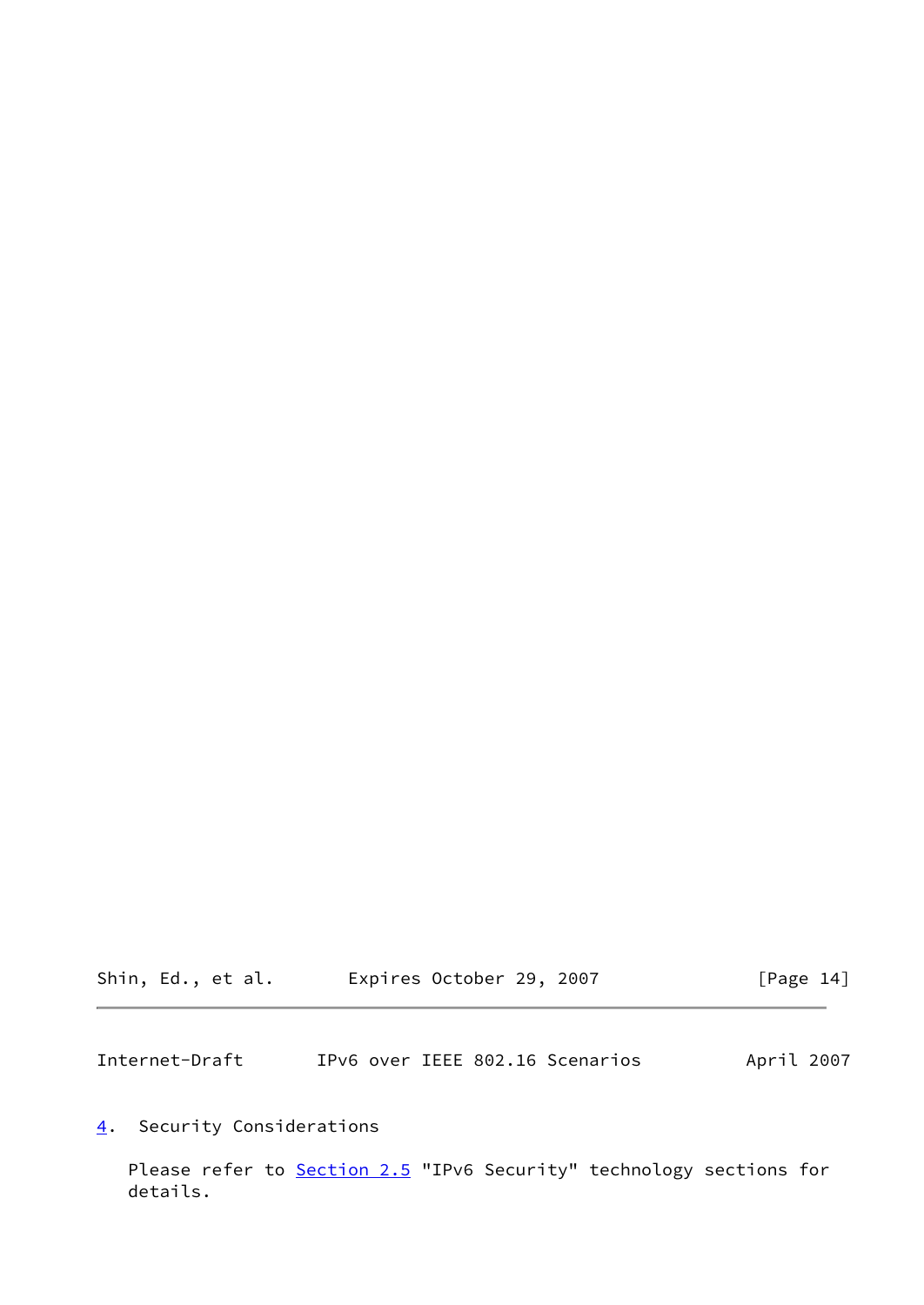## 4. Security Considerations

Please refer to Section 2.5 "IPv6 Security" technology sections for details.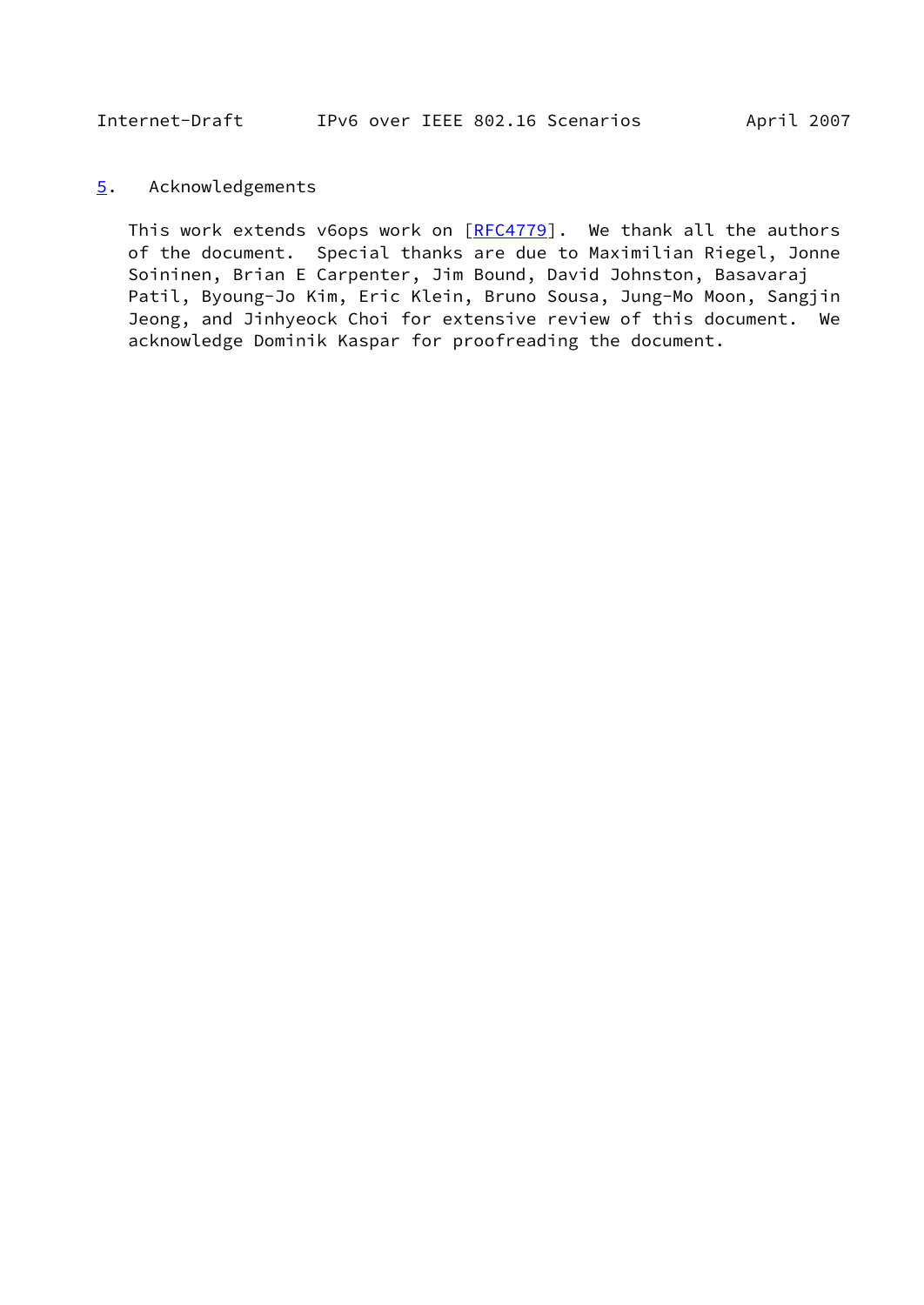## 5. Acknowledgements

This work extends v6ops work on [RFC4779]. We thank all the authors of the document. Special thanks are due to Maximilian Riegel, Jonne Soininen, Brian E Carpenter, Jim Bound, David Johnston, Basavaraj Patil, Byoung-Jo Kim, Eric Klein, Bruno Sousa, Jung-Mo Moon, Sangjin Jeong, and Jinhyeock Choi for extensive review of this document. We acknowledge Dominik Kaspar for proofreading the document.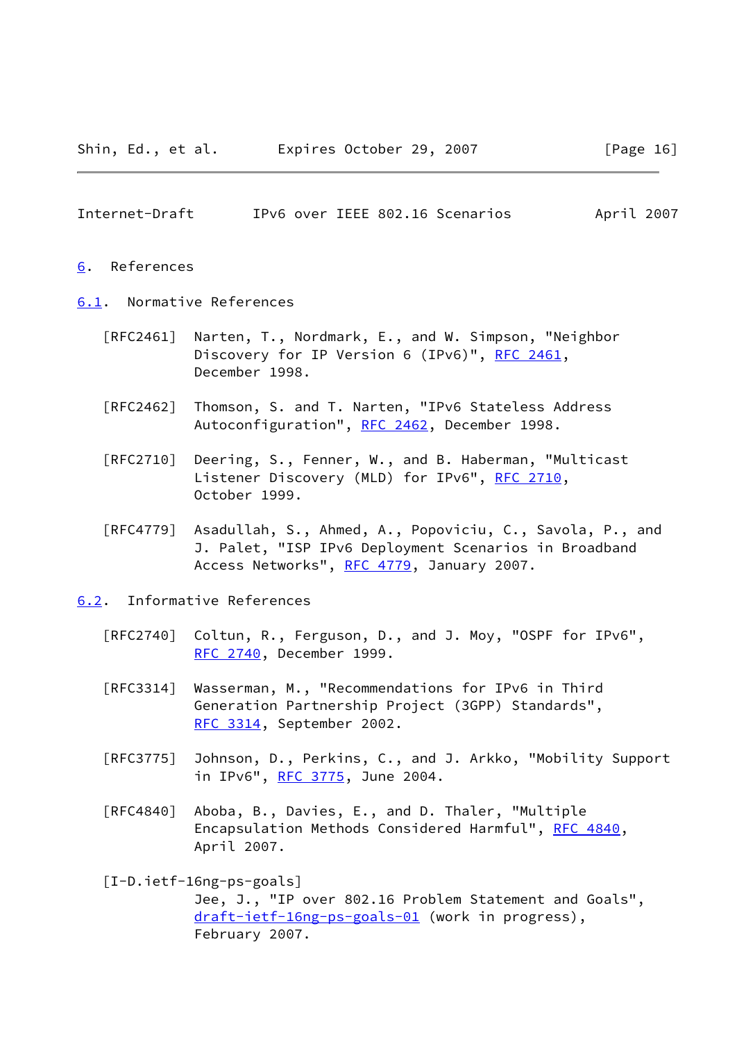## 6. References

### 6.1. Normative References

[RFC2461] Narten, T., Nordmark, E., and W. Simpson, "Neighbor Discovery for IP Version 6 (IPv6)", RFC 2461, December 1998.

[RFC2462] Thomson, S. and T. Narten, "IPv6 Stateless Address Autoconfiguration", RFC 2462, December 1998.

[RFC2710] Deering, S., Fenner, W., and B. Haberman, "Multicast Listener Discovery (MLD) for IPv6", RFC 2710, October 1999.

[RFC4779] Asadullah, S., Ahmed, A., Popoviciu, C., Savola, P., and J. Palet, "ISP IPv6 Deployment Scenarios in Broadband Access Networks", RFC 4779, January 2007.

### 6.2. Informative References

[RFC2740] Coltun, R., Ferguson, D., and J. Moy, "OSPF for IPv6", RFC 2740, December 1999.

[RFC3314] Wasserman, M., "Recommendations for IPv6 in Third Generation Partnership Project (3GPP) Standards", RFC 3314, September 2002.

[RFC3775] Johnson, D., Perkins, C., and J. Arkko, "Mobility Support in IPv6", RFC 3775, June 2004.

[RFC4840] Aboba, B., Davies, E., and D. Thaler, "Multiple Encapsulation Methods Considered Harmful", RFC 4840, April 2007.

[I-D.ietf-16ng-ps-goals]
Jee, J., "IP over 802.16 Problem Statement and Goals", draft-ietf-16ng-ps-goals-01 (work in progress), February 2007.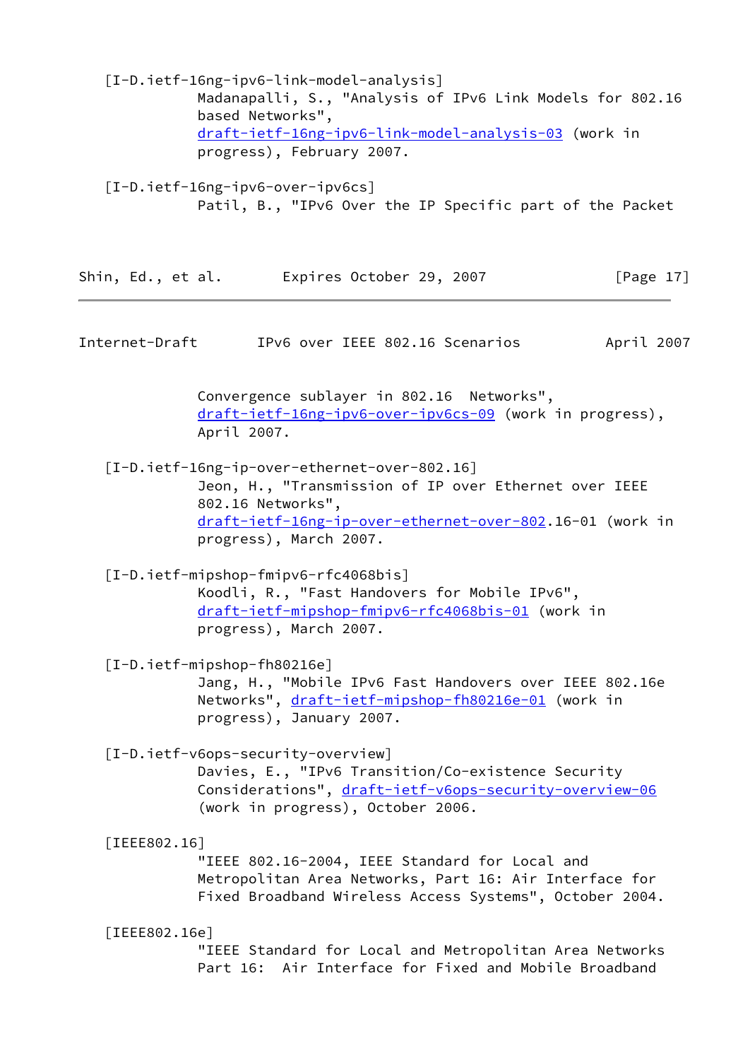[I-D.ietf-16ng-ipv6-link-model-analysis]
Madanapalli, S., "Analysis of IPv6 Link Models for 802.16 based Networks", draft-ietf-16ng-ipv6-link-model-analysis-03 (work in progress), February 2007.

[I-D.ietf-16ng-ipv6-over-ipv6cs]
Patil, B., "IPv6 Over the IP Specific part of the Packet Convergence sublayer in 802.16 Networks", draft-ietf-16ng-ipv6-over-ipv6cs-09 (work in progress), April 2007.

[I-D.ietf-16ng-ip-over-ethernet-over-802.16]
Jeon, H., "Transmission of IP over Ethernet over IEEE 802.16 Networks", draft-ietf-16ng-ip-over-ethernet-over-802.16-01 (work in progress), March 2007.

[I-D.ietf-mipshop-fmipv6-rfc4068bis]
Koodli, R., "Fast Handovers for Mobile IPv6", draft-ietf-mipshop-fmipv6-rfc4068bis-01 (work in progress), March 2007.

[I-D.ietf-mipshop-fh80216e]
Jang, H., "Mobile IPv6 Fast Handovers over IEEE 802.16e Networks", draft-ietf-mipshop-fh80216e-01 (work in progress), January 2007.

[I-D.ietf-v6ops-security-overview]
Davies, E., "IPv6 Transition/Co-existence Security Considerations", draft-ietf-v6ops-security-overview-06 (work in progress), October 2006.

[IEEE802.16]
"IEEE 802.16-2004, IEEE Standard for Local and Metropolitan Area Networks, Part 16: Air Interface for Fixed Broadband Wireless Access Systems", October 2004.

[IEEE802.16e]
"IEEE Standard for Local and Metropolitan Area Networks Part 16: Air Interface for Fixed and Mobile Broadband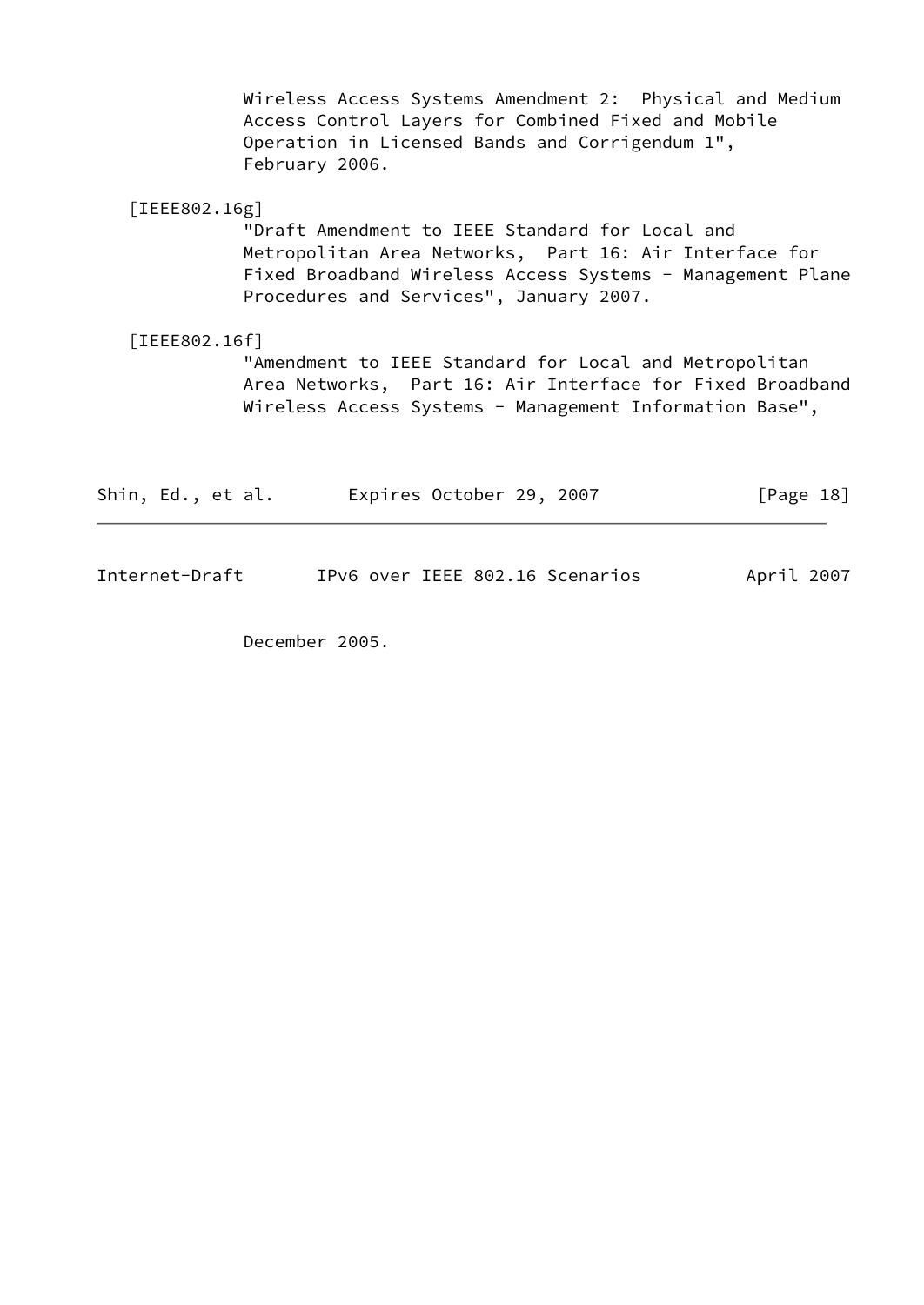Wireless Access Systems Amendment 2: Physical and Medium Access Control Layers for Combined Fixed and Mobile Operation in Licensed Bands and Corrigendum 1", February 2006.

[IEEE802.16g]
"Draft Amendment to IEEE Standard for Local and Metropolitan Area Networks, Part 16: Air Interface for Fixed Broadband Wireless Access Systems - Management Plane Procedures and Services", January 2007.

[IEEE802.16f]
"Amendment to IEEE Standard for Local and Metropolitan Area Networks, Part 16: Air Interface for Fixed Broadband Wireless Access Systems - Management Information Base", December 2005.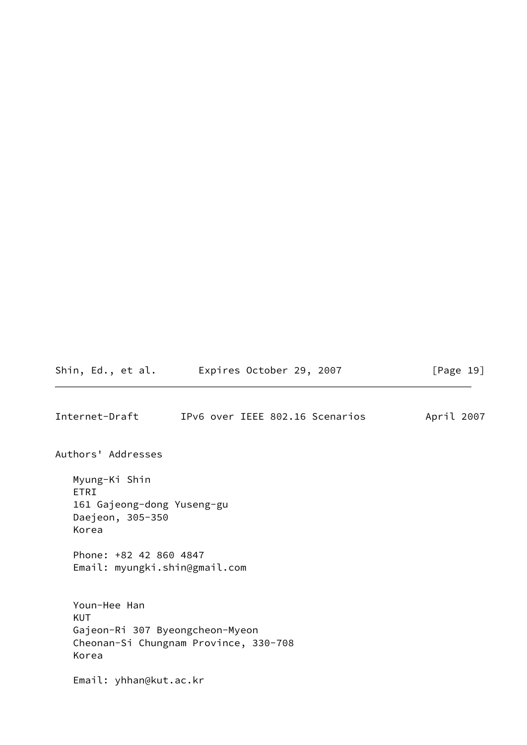## Authors' Addresses

Myung-Ki Shin
ETRI
161 Gajeong-dong Yuseng-gu
Daejeon, 305-350
Korea

Phone: +82 42 860 4847
Email: myungki.shin@gmail.com

Youn-Hee Han
KUT
Gajeon-Ri 307 Byeongcheon-Myeon
Cheonan-Si Chungnam Province, 330-708
Korea

Email: yhhan@kut.ac.kr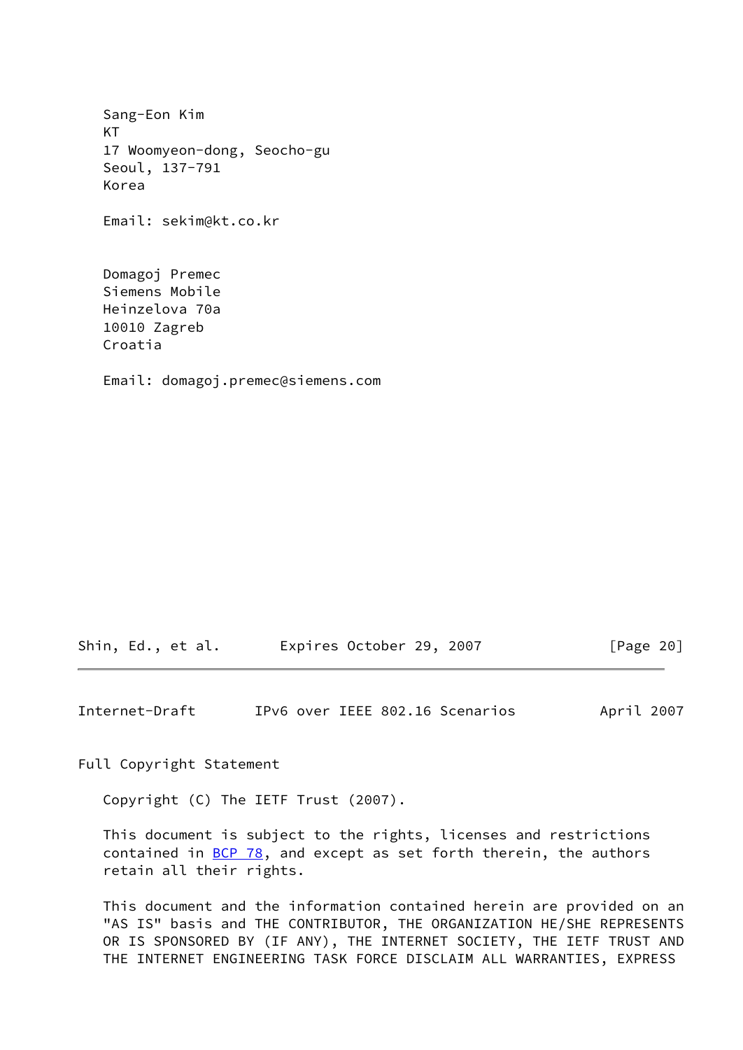Sang-Eon Kim
KT
17 Woomyeon-dong, Seocho-gu
Seoul, 137-791
Korea

Email: sekim@kt.co.kr

Domagoj Premec
Siemens Mobile
Heinzelova 70a
10010 Zagreb
Croatia

Email: domagoj.premec@siemens.com

## Full Copyright Statement

Copyright (C) The IETF Trust (2007).

This document is subject to the rights, licenses and restrictions contained in BCP 78, and except as set forth therein, the authors retain all their rights.

This document and the information contained herein are provided on an "AS IS" basis and THE CONTRIBUTOR, THE ORGANIZATION HE/SHE REPRESENTS OR IS SPONSORED BY (IF ANY), THE INTERNET SOCIETY, THE IETF TRUST AND THE INTERNET ENGINEERING TASK FORCE DISCLAIM ALL WARRANTIES, EXPRESS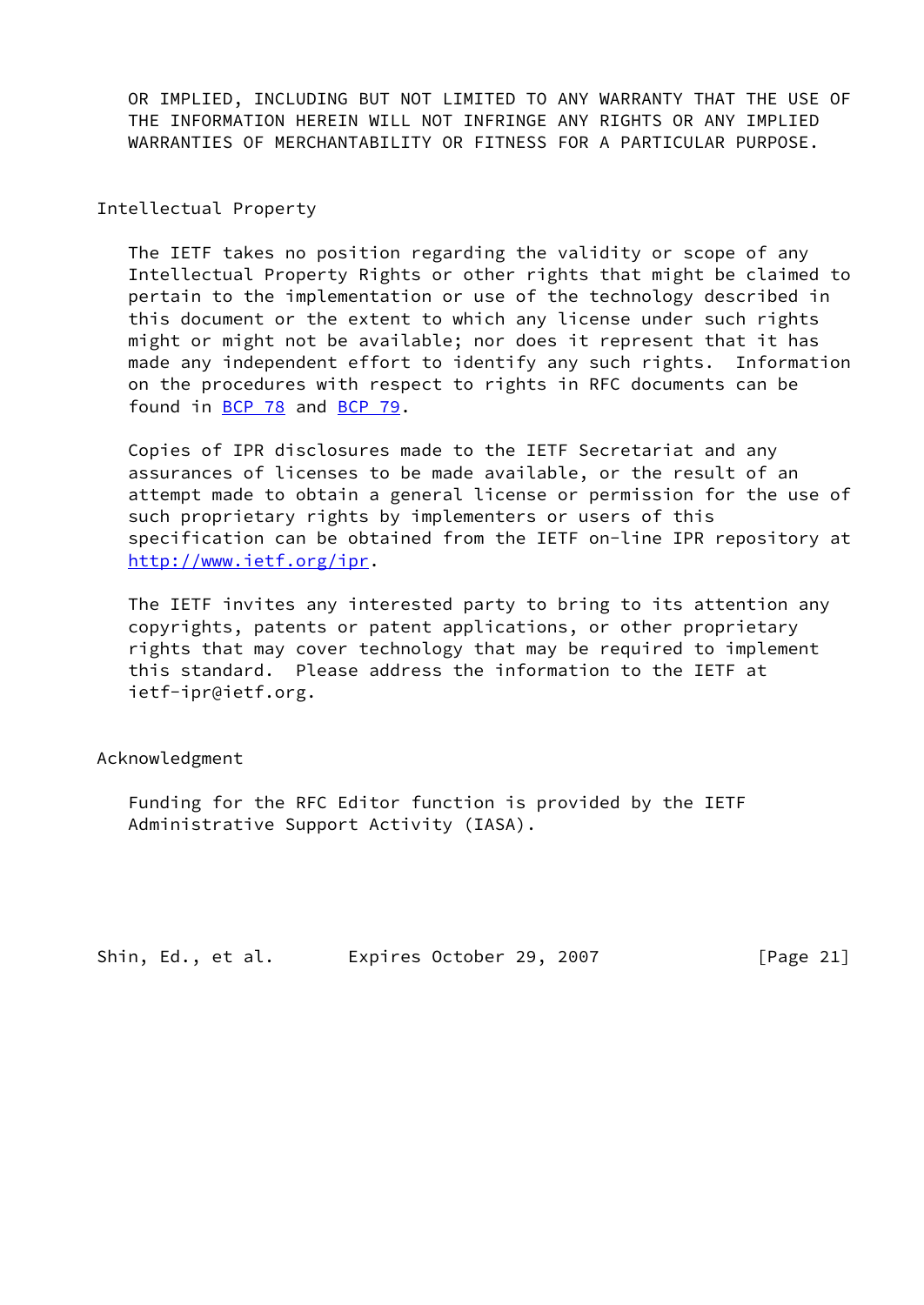OR IMPLIED, INCLUDING BUT NOT LIMITED TO ANY WARRANTY THAT THE USE OF THE INFORMATION HEREIN WILL NOT INFRINGE ANY RIGHTS OR ANY IMPLIED WARRANTIES OF MERCHANTABILITY OR FITNESS FOR A PARTICULAR PURPOSE.

## Intellectual Property

The IETF takes no position regarding the validity or scope of any Intellectual Property Rights or other rights that might be claimed to pertain to the implementation or use of the technology described in this document or the extent to which any license under such rights might or might not be available; nor does it represent that it has made any independent effort to identify any such rights. Information on the procedures with respect to rights in RFC documents can be found in BCP 78 and BCP 79.

Copies of IPR disclosures made to the IETF Secretariat and any assurances of licenses to be made available, or the result of an attempt made to obtain a general license or permission for the use of such proprietary rights by implementers or users of this specification can be obtained from the IETF on-line IPR repository at http://www.ietf.org/ipr.

The IETF invites any interested party to bring to its attention any copyrights, patents or patent applications, or other proprietary rights that may cover technology that may be required to implement this standard. Please address the information to the IETF at ietf-ipr@ietf.org.

## Acknowledgment

Funding for the RFC Editor function is provided by the IETF Administrative Support Activity (IASA).